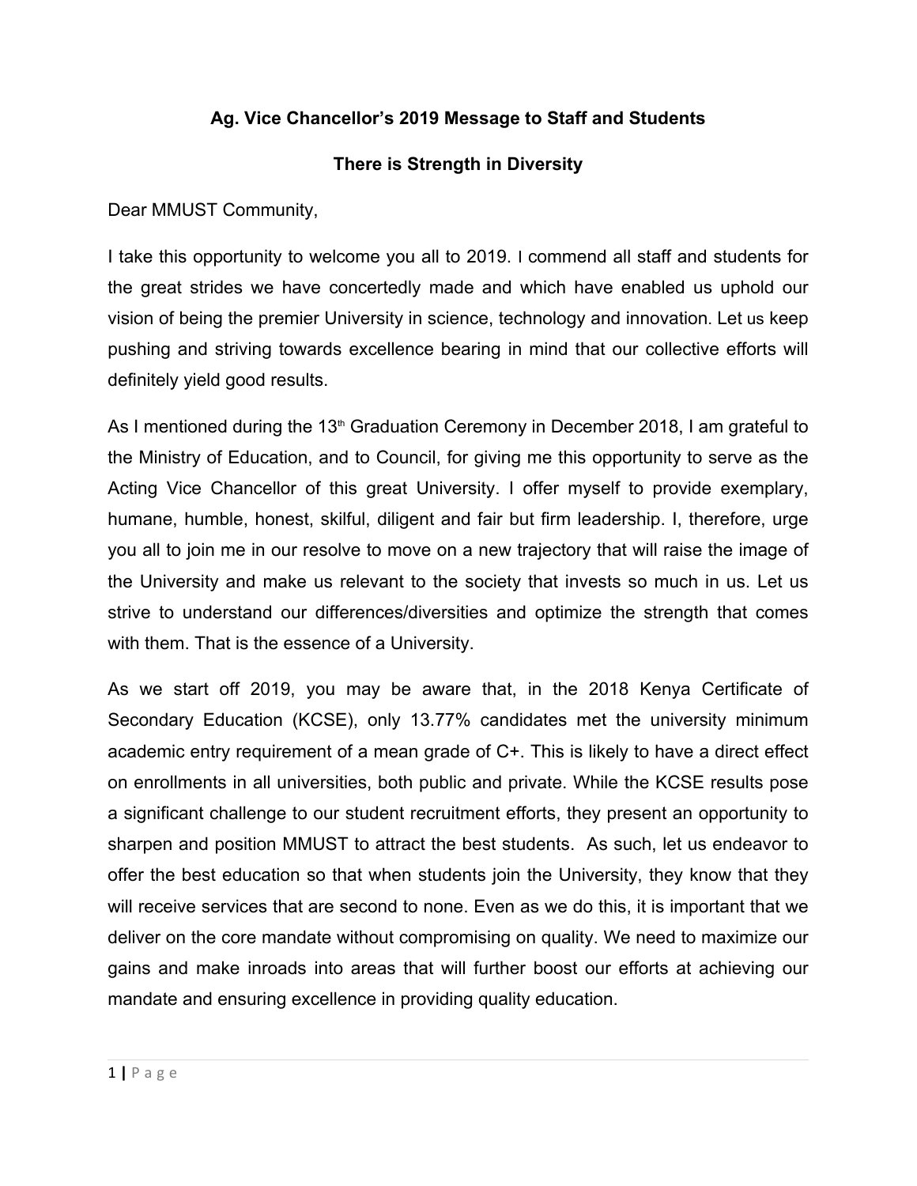**Ag. Vice Chancellor's 2019 Message to Staff and Students**

**There is Strength in Diversity**

Dear MMUST Community,

I take this opportunity to welcome you all to 2019. I commend all staff and students for the great strides we have concertedly made and which have enabled us uphold our vision of being the premier University in science, technology and innovation. Let us keep pushing and striving towards excellence bearing in mind that our collective efforts will definitely yield good results.

As I mentioned during the 13th Graduation Ceremony in December 2018, I am grateful to the Ministry of Education, and to Council, for giving me this opportunity to serve as the Acting Vice Chancellor of this great University. I offer myself to provide exemplary, humane, humble, honest, skilful, diligent and fair but firm leadership. I, therefore, urge you all to join me in our resolve to move on a new trajectory that will raise the image of the University and make us relevant to the society that invests so much in us. Let us strive to understand our differences/diversities and optimize the strength that comes with them. That is the essence of a University.

As we start off 2019, you may be aware that, in the 2018 Kenya Certificate of Secondary Education (KCSE), only 13.77% candidates met the university minimum academic entry requirement of a mean grade of C+. This is likely to have a direct effect on enrollments in all universities, both public and private. While the KCSE results pose a significant challenge to our student recruitment efforts, they present an opportunity to sharpen and position MMUST to attract the best students. As such, let us endeavor to offer the best education so that when students join the University, they know that they will receive services that are second to none. Even as we do this, it is important that we deliver on the core mandate without compromising on quality. We need to maximize our gains and make inroads into areas that will further boost our efforts at achieving our mandate and ensuring excellence in providing quality education.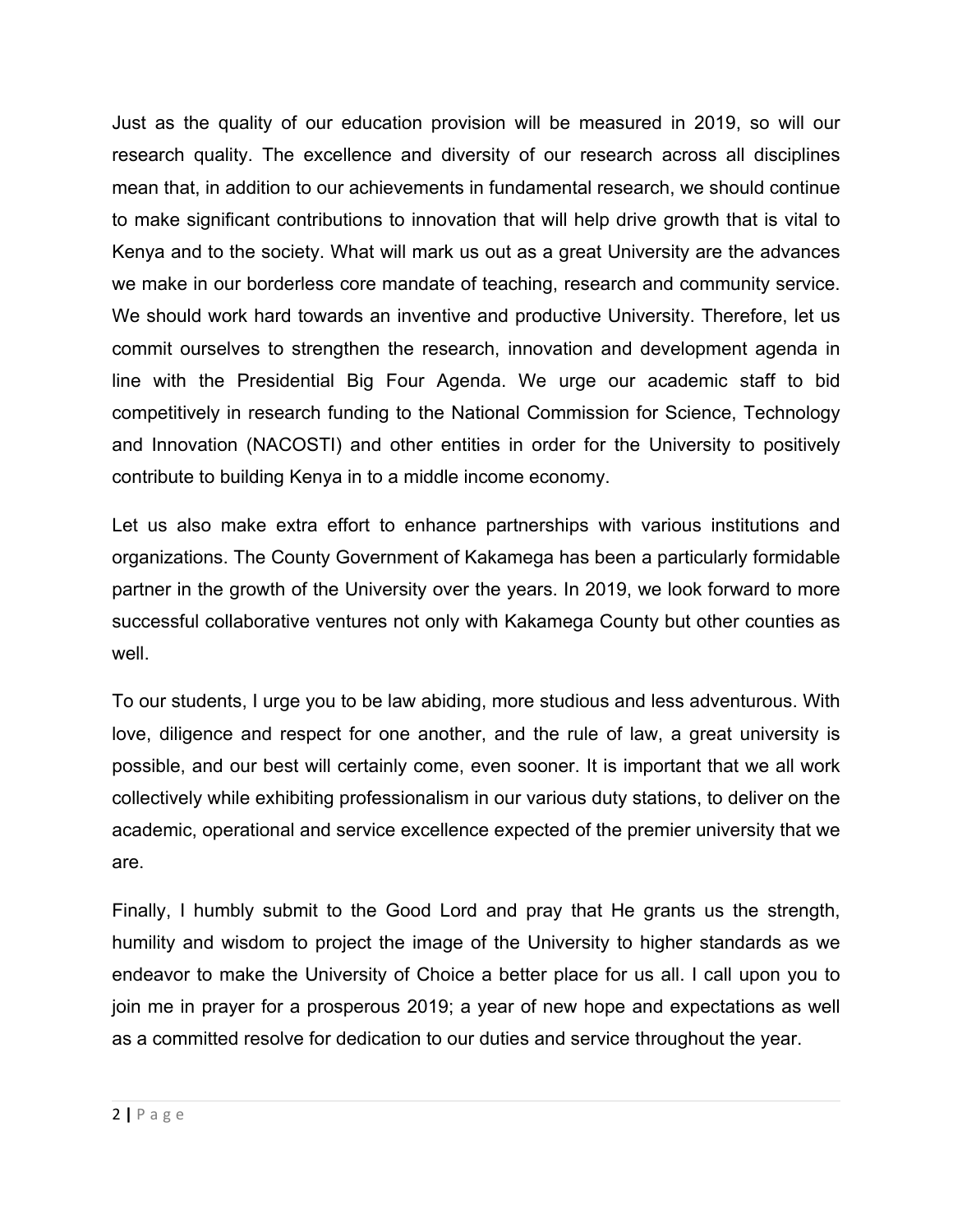Just as the quality of our education provision will be measured in 2019, so will our research quality. The excellence and diversity of our research across all disciplines mean that, in addition to our achievements in fundamental research, we should continue to make significant contributions to innovation that will help drive growth that is vital to Kenya and to the society. What will mark us out as a great University are the advances we make in our borderless core mandate of teaching, research and community service. We should work hard towards an inventive and productive University. Therefore, let us commit ourselves to strengthen the research, innovation and development agenda in line with the Presidential Big Four Agenda. We urge our academic staff to bid competitively in research funding to the National Commission for Science, Technology and Innovation (NACOSTI) and other entities in order for the University to positively contribute to building Kenya in to a middle income economy.

Let us also make extra effort to enhance partnerships with various institutions and organizations. The County Government of Kakamega has been a particularly formidable partner in the growth of the University over the years. In 2019, we look forward to more successful collaborative ventures not only with Kakamega County but other counties as well.

To our students, I urge you to be law abiding, more studious and less adventurous. With love, diligence and respect for one another, and the rule of law, a great university is possible, and our best will certainly come, even sooner. It is important that we all work collectively while exhibiting professionalism in our various duty stations, to deliver on the academic, operational and service excellence expected of the premier university that we are.

Finally, I humbly submit to the Good Lord and pray that He grants us the strength, humility and wisdom to project the image of the University to higher standards as we endeavor to make the University of Choice a better place for us all. I call upon you to join me in prayer for a prosperous 2019; a year of new hope and expectations as well as a committed resolve for dedication to our duties and service throughout the year.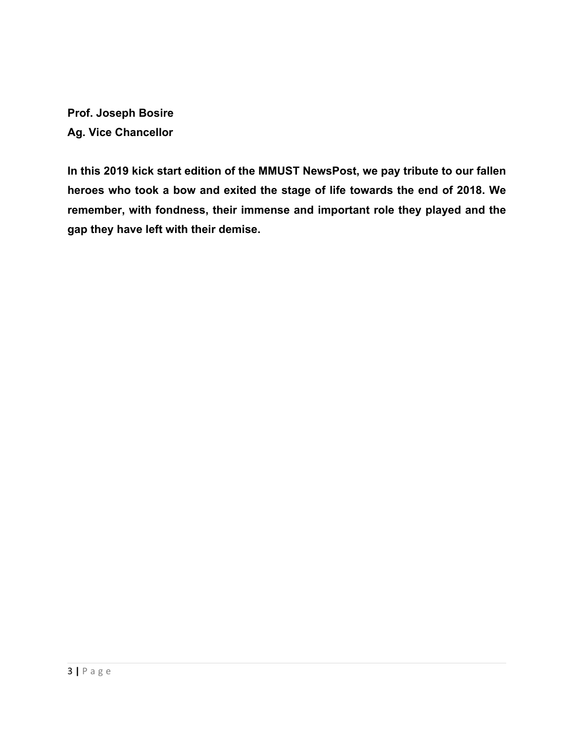**Prof. Joseph Bosire**
**Ag. Vice Chancellor**

**In this 2019 kick start edition of the MMUST NewsPost, we pay tribute to our fallen heroes who took a bow and exited the stage of life towards the end of 2018. We remember, with fondness, their immense and important role they played and the gap they have left with their demise.**